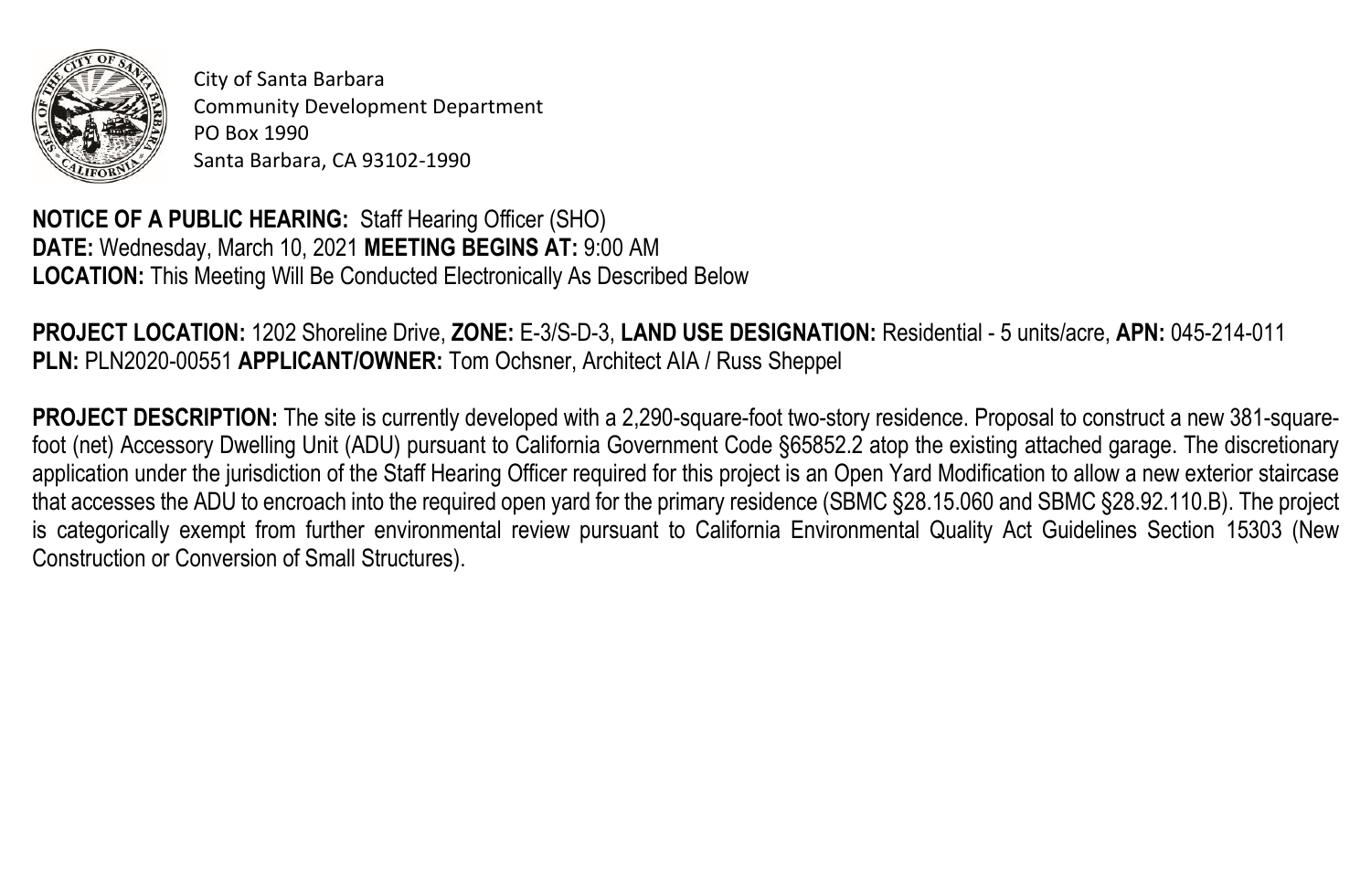City of Santa Barbara
Community Development Department
PO Box 1990
Santa Barbara, CA 93102-1990

**NOTICE OF A PUBLIC HEARING:** Staff Hearing Officer (SHO)
**DATE:** Wednesday, March 10, 2021 **MEETING BEGINS AT:** 9:00 AM
**LOCATION:** This Meeting Will Be Conducted Electronically As Described Below

**PROJECT LOCATION:** 1202 Shoreline Drive, **ZONE:** E-3/S-D-3, **LAND USE DESIGNATION:** Residential - 5 units/acre, **APN:** 045-214-011
**PLN:** PLN2020-00551 **APPLICANT/OWNER:** Tom Ochsner, Architect AIA / Russ Sheppel

**PROJECT DESCRIPTION:** The site is currently developed with a 2,290-square-foot two-story residence. Proposal to construct a new 381-square-foot (net) Accessory Dwelling Unit (ADU) pursuant to California Government Code §65852.2 atop the existing attached garage. The discretionary application under the jurisdiction of the Staff Hearing Officer required for this project is an Open Yard Modification to allow a new exterior staircase that accesses the ADU to encroach into the required open yard for the primary residence (SBMC §28.15.060 and SBMC §28.92.110.B). The project is categorically exempt from further environmental review pursuant to California Environmental Quality Act Guidelines Section 15303 (New Construction or Conversion of Small Structures).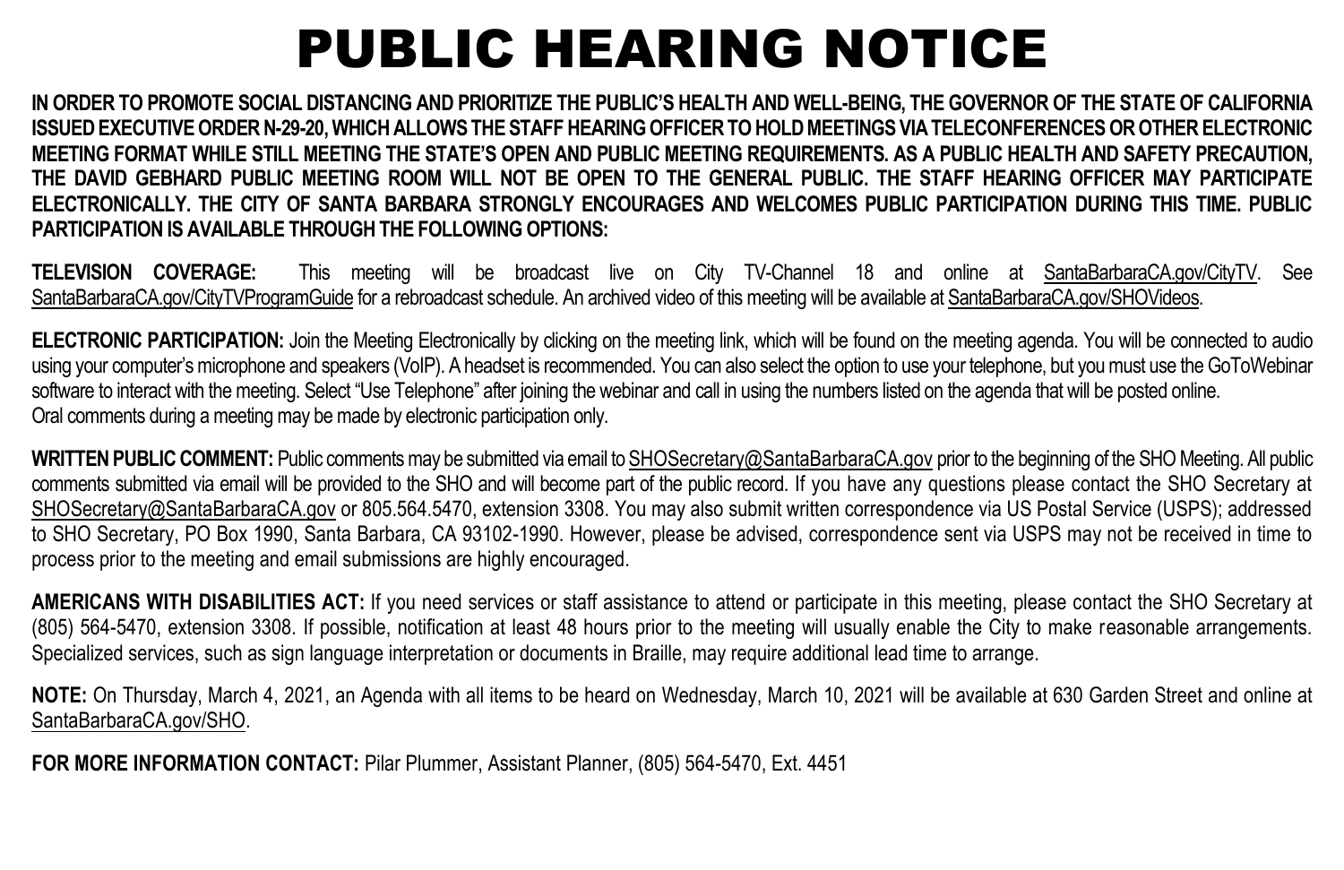# PUBLIC HEARING NOTICE

**IN ORDER TO PROMOTE SOCIAL DISTANCING AND PRIORITIZE THE PUBLIC'S HEALTH AND WELL-BEING, THE GOVERNOR OF THE STATE OF CALIFORNIA ISSUED EXECUTIVE ORDER N-29-20, WHICH ALLOWS THE STAFF HEARING OFFICER TO HOLD MEETINGS VIA TELECONFERENCES OR OTHER ELECTRONIC MEETING FORMAT WHILE STILL MEETING THE STATE'S OPEN AND PUBLIC MEETING REQUIREMENTS. AS A PUBLIC HEALTH AND SAFETY PRECAUTION, THE DAVID GEBHARD PUBLIC MEETING ROOM WILL NOT BE OPEN TO THE GENERAL PUBLIC. THE STAFF HEARING OFFICER MAY PARTICIPATE ELECTRONICALLY. THE CITY OF SANTA BARBARA STRONGLY ENCOURAGES AND WELCOMES PUBLIC PARTICIPATION DURING THIS TIME. PUBLIC PARTICIPATION IS AVAILABLE THROUGH THE FOLLOWING OPTIONS:**

**TELEVISION COVERAGE:** This meeting will be broadcast live on City TV-Channel 18 and online at SantaBarbaraCA.gov/CityTV. See SantaBarbaraCA.gov/CityTVProgramGuide for a rebroadcast schedule. An archived video of this meeting will be available at SantaBarbaraCA.gov/SHOVideos.

**ELECTRONIC PARTICIPATION:** Join the Meeting Electronically by clicking on the meeting link, which will be found on the meeting agenda. You will be connected to audio using your computer's microphone and speakers (VoIP). A headset is recommended. You can also select the option to use your telephone, but you must use the GoToWebinar software to interact with the meeting. Select "Use Telephone" after joining the webinar and call in using the numbers listed on the agenda that will be posted online.
Oral comments during a meeting may be made by electronic participation only.

**WRITTEN PUBLIC COMMENT:** Public comments may be submitted via email to SHOSecretary@SantaBarbaraCA.gov prior to the beginning of the SHO Meeting. All public comments submitted via email will be provided to the SHO and will become part of the public record. If you have any questions please contact the SHO Secretary at SHOSecretary@SantaBarbaraCA.gov or 805.564.5470, extension 3308. You may also submit written correspondence via US Postal Service (USPS); addressed to SHO Secretary, PO Box 1990, Santa Barbara, CA 93102-1990. However, please be advised, correspondence sent via USPS may not be received in time to process prior to the meeting and email submissions are highly encouraged.

**AMERICANS WITH DISABILITIES ACT:** If you need services or staff assistance to attend or participate in this meeting, please contact the SHO Secretary at (805) 564-5470, extension 3308. If possible, notification at least 48 hours prior to the meeting will usually enable the City to make reasonable arrangements. Specialized services, such as sign language interpretation or documents in Braille, may require additional lead time to arrange.

**NOTE:** On Thursday, March 4, 2021, an Agenda with all items to be heard on Wednesday, March 10, 2021 will be available at 630 Garden Street and online at SantaBarbaraCA.gov/SHO.

**FOR MORE INFORMATION CONTACT:** Pilar Plummer, Assistant Planner, (805) 564-5470, Ext. 4451